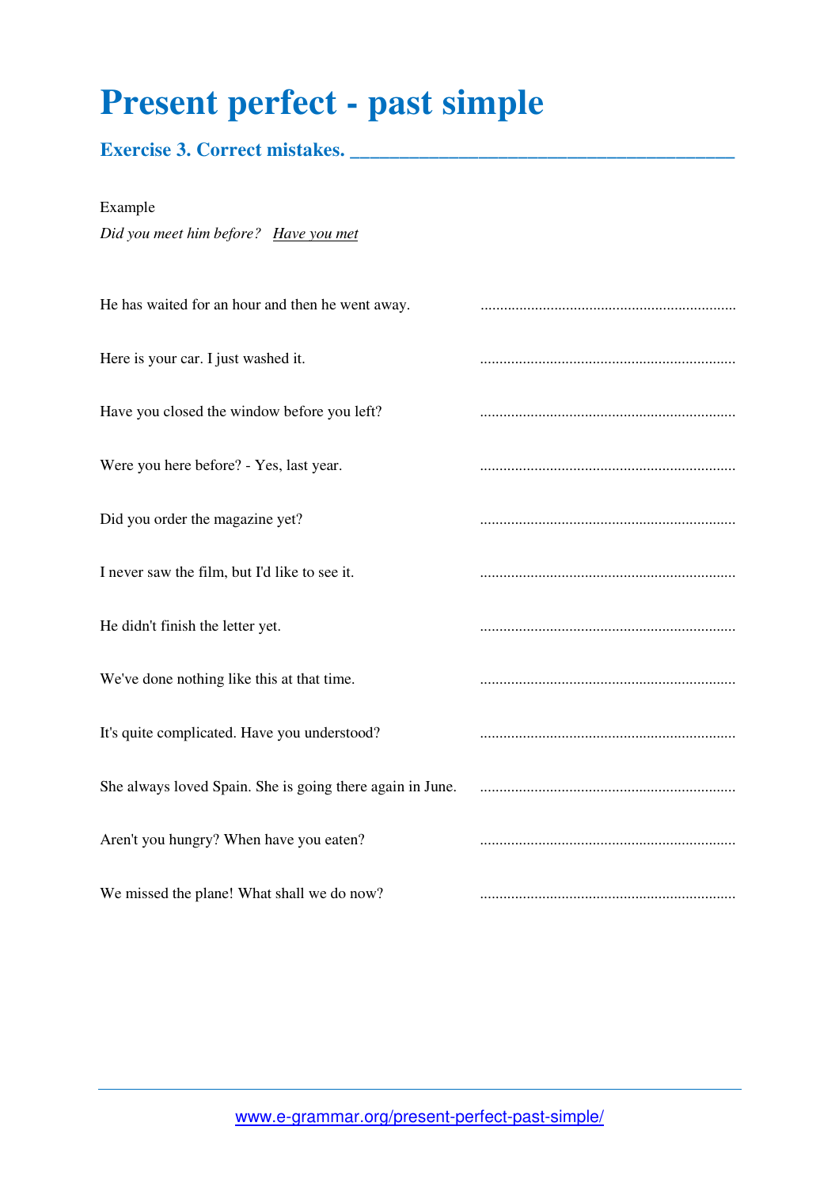# Present perfect - past simple

## Exercise 3. Correct mistakes. ________________________________________

Example

*Did you meet him before?* *<u>Have you met</u>*

He has waited for an hour and then he went away. ..................................................................

Here is your car. I just washed it. ..................................................................

Have you closed the window before you left? ..................................................................

Were you here before? - Yes, last year. ..................................................................

Did you order the magazine yet? ..................................................................

I never saw the film, but I'd like to see it. ..................................................................

He didn't finish the letter yet. ..................................................................

We've done nothing like this at that time. ..................................................................

It's quite complicated. Have you understood? ..................................................................

She always loved Spain. She is going there again in June. ..................................................................

Aren't you hungry? When have you eaten? ..................................................................

We missed the plane! What shall we do now? ..................................................................

www.e-grammar.org/present-perfect-past-simple/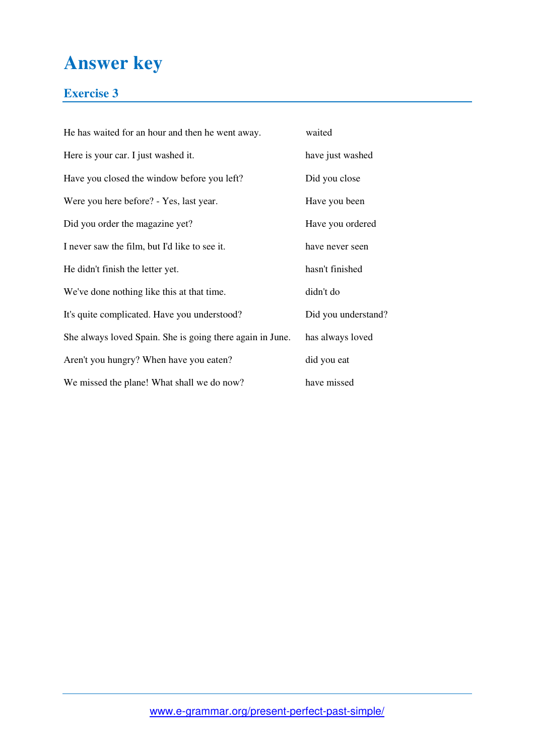# Answer key

## Exercise 3

| | |
|---|---|
| He has waited for an hour and then he went away. | waited |
| Here is your car. I just washed it. | have just washed |
| Have you closed the window before you left? | Did you close |
| Were you here before? - Yes, last year. | Have you been |
| Did you order the magazine yet? | Have you ordered |
| I never saw the film, but I'd like to see it. | have never seen |
| He didn't finish the letter yet. | hasn't finished |
| We've done nothing like this at that time. | didn't do |
| It's quite complicated. Have you understood? | Did you understand? |
| She always loved Spain. She is going there again in June. | has always loved |
| Aren't you hungry? When have you eaten? | did you eat |
| We missed the plane! What shall we do now? | have missed |